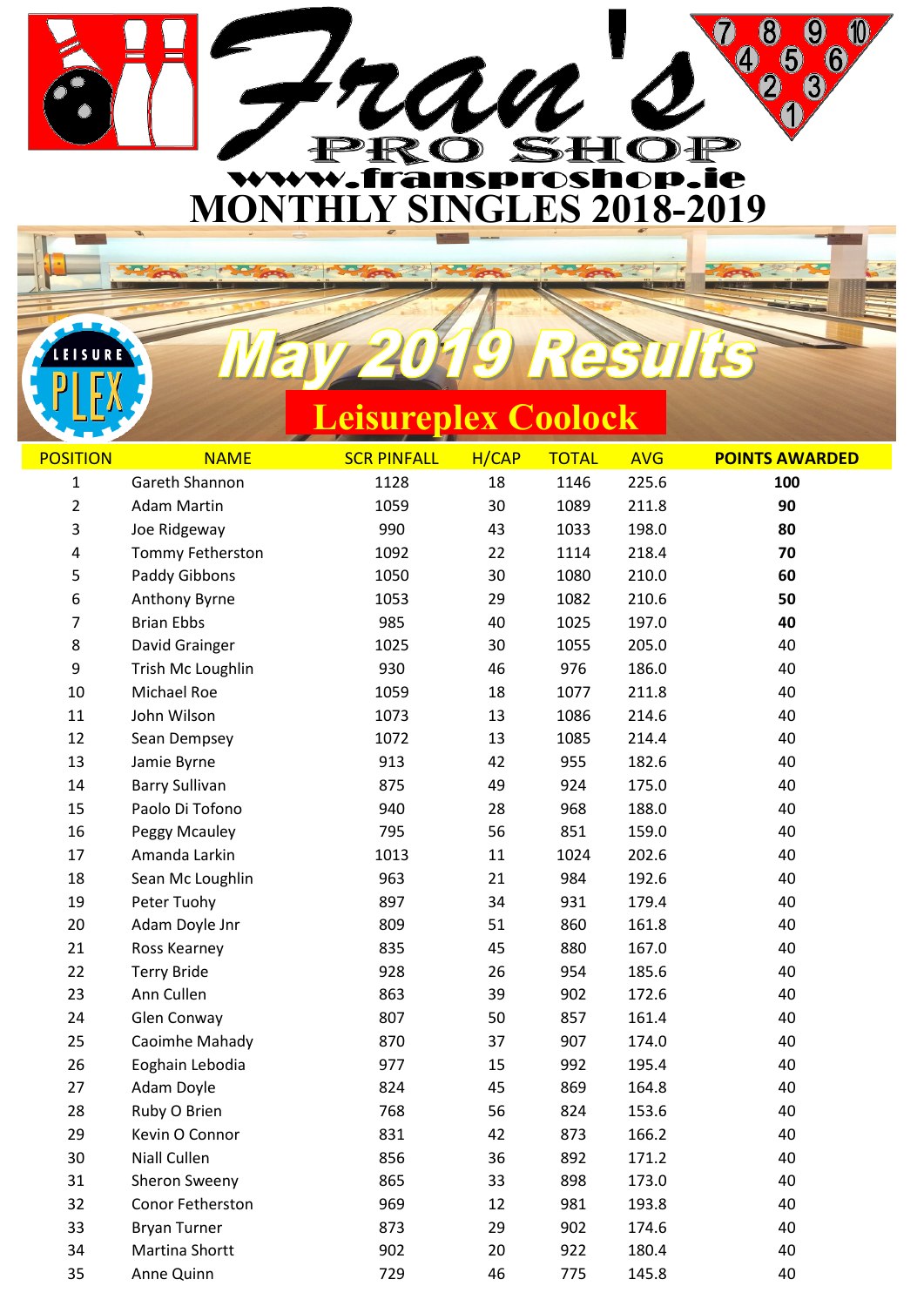# Fran's PRO SHOP

www.fransproshop.ie

# MONTHLY SINGLES 2018-2019

## May 2019 Results

### Leisureplex Coolock

| POSITION | NAME | SCR PINFALL | H/CAP | TOTAL | AVG | POINTS AWARDED |
|---|---|---|---|---|---|---|
| 1 | Gareth Shannon | 1128 | 18 | 1146 | 225.6 | **100** |
| 2 | Adam Martin | 1059 | 30 | 1089 | 211.8 | **90** |
| 3 | Joe Ridgeway | 990 | 43 | 1033 | 198.0 | **80** |
| 4 | Tommy Fetherston | 1092 | 22 | 1114 | 218.4 | **70** |
| 5 | Paddy Gibbons | 1050 | 30 | 1080 | 210.0 | **60** |
| 6 | Anthony Byrne | 1053 | 29 | 1082 | 210.6 | **50** |
| 7 | Brian Ebbs | 985 | 40 | 1025 | 197.0 | **40** |
| 8 | David Grainger | 1025 | 30 | 1055 | 205.0 | 40 |
| 9 | Trish Mc Loughlin | 930 | 46 | 976 | 186.0 | 40 |
| 10 | Michael Roe | 1059 | 18 | 1077 | 211.8 | 40 |
| 11 | John Wilson | 1073 | 13 | 1086 | 214.6 | 40 |
| 12 | Sean Dempsey | 1072 | 13 | 1085 | 214.4 | 40 |
| 13 | Jamie Byrne | 913 | 42 | 955 | 182.6 | 40 |
| 14 | Barry Sullivan | 875 | 49 | 924 | 175.0 | 40 |
| 15 | Paolo Di Tofono | 940 | 28 | 968 | 188.0 | 40 |
| 16 | Peggy Mcauley | 795 | 56 | 851 | 159.0 | 40 |
| 17 | Amanda Larkin | 1013 | 11 | 1024 | 202.6 | 40 |
| 18 | Sean Mc Loughlin | 963 | 21 | 984 | 192.6 | 40 |
| 19 | Peter Tuohy | 897 | 34 | 931 | 179.4 | 40 |
| 20 | Adam Doyle Jnr | 809 | 51 | 860 | 161.8 | 40 |
| 21 | Ross Kearney | 835 | 45 | 880 | 167.0 | 40 |
| 22 | Terry Bride | 928 | 26 | 954 | 185.6 | 40 |
| 23 | Ann Cullen | 863 | 39 | 902 | 172.6 | 40 |
| 24 | Glen Conway | 807 | 50 | 857 | 161.4 | 40 |
| 25 | Caoimhe Mahady | 870 | 37 | 907 | 174.0 | 40 |
| 26 | Eoghain Lebodia | 977 | 15 | 992 | 195.4 | 40 |
| 27 | Adam Doyle | 824 | 45 | 869 | 164.8 | 40 |
| 28 | Ruby O Brien | 768 | 56 | 824 | 153.6 | 40 |
| 29 | Kevin O Connor | 831 | 42 | 873 | 166.2 | 40 |
| 30 | Niall Cullen | 856 | 36 | 892 | 171.2 | 40 |
| 31 | Sheron Sweeny | 865 | 33 | 898 | 173.0 | 40 |
| 32 | Conor Fetherston | 969 | 12 | 981 | 193.8 | 40 |
| 33 | Bryan Turner | 873 | 29 | 902 | 174.6 | 40 |
| 34 | Martina Shortt | 902 | 20 | 922 | 180.4 | 40 |
| 35 | Anne Quinn | 729 | 46 | 775 | 145.8 | 40 |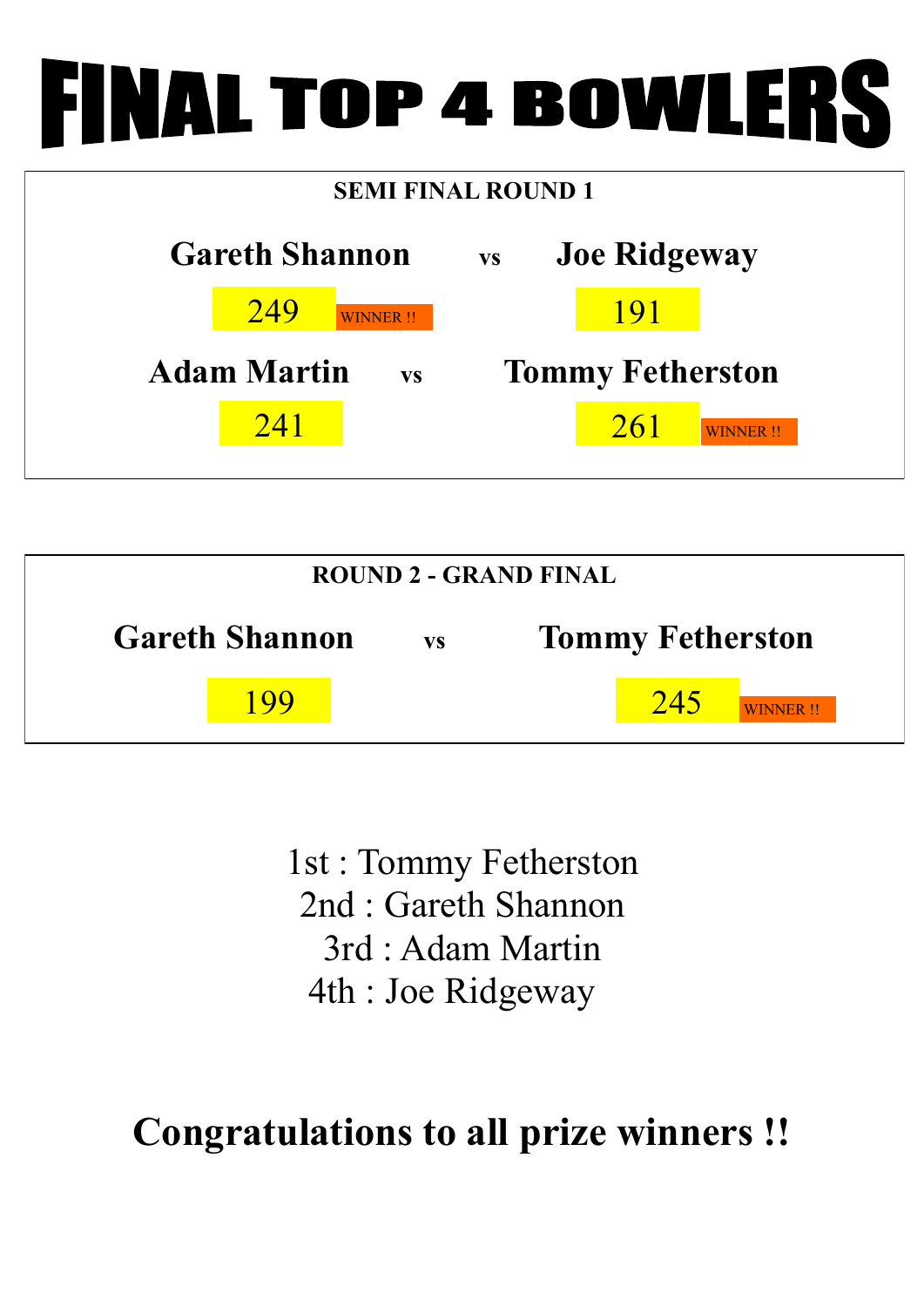# FINAL TOP 4 BOWLERS

## SEMI FINAL ROUND 1

**Gareth Shannon** vs **Joe Ridgeway**

249 WINNER !! — 191

**Adam Martin** vs **Tommy Fetherston**

241 — 261 WINNER !!

## ROUND 2 - GRAND FINAL

**Gareth Shannon** vs **Tommy Fetherston**

199 — 245 WINNER !!

1st : Tommy Fetherston
2nd : Gareth Shannon
3rd : Adam Martin
4th : Joe Ridgeway

**Congratulations to all prize winners !!**